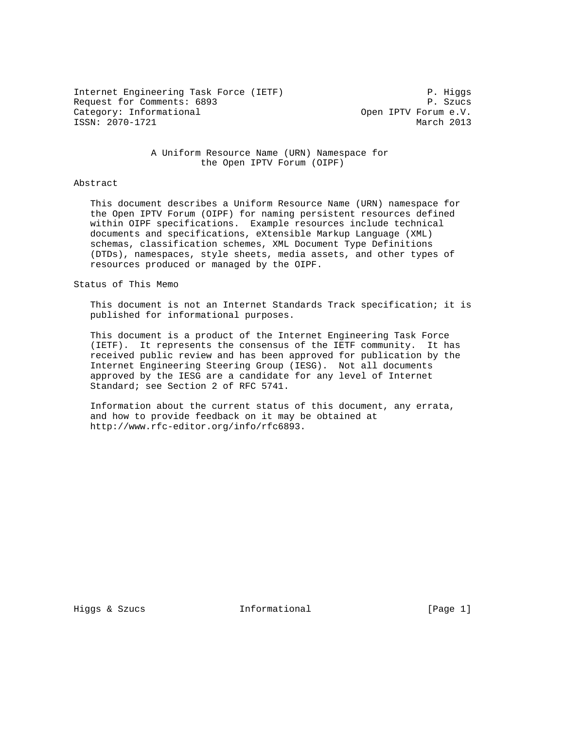Internet Engineering Task Force (IETF) P. Higgs
Request for Comments: 6893 P. Szucs
Category: Informational Open IPTV Forum e.V.
ISSN: 2070-1721 March 2013

# A Uniform Resource Name (URN) Namespace for the Open IPTV Forum (OIPF)

## Abstract

This document describes a Uniform Resource Name (URN) namespace for the Open IPTV Forum (OIPF) for naming persistent resources defined within OIPF specifications. Example resources include technical documents and specifications, eXtensible Markup Language (XML) schemas, classification schemes, XML Document Type Definitions (DTDs), namespaces, style sheets, media assets, and other types of resources produced or managed by the OIPF.

## Status of This Memo

This document is not an Internet Standards Track specification; it is published for informational purposes.

This document is a product of the Internet Engineering Task Force (IETF). It represents the consensus of the IETF community. It has received public review and has been approved for publication by the Internet Engineering Steering Group (IESG). Not all documents approved by the IESG are a candidate for any level of Internet Standard; see Section 2 of RFC 5741.

Information about the current status of this document, any errata, and how to provide feedback on it may be obtained at http://www.rfc-editor.org/info/rfc6893.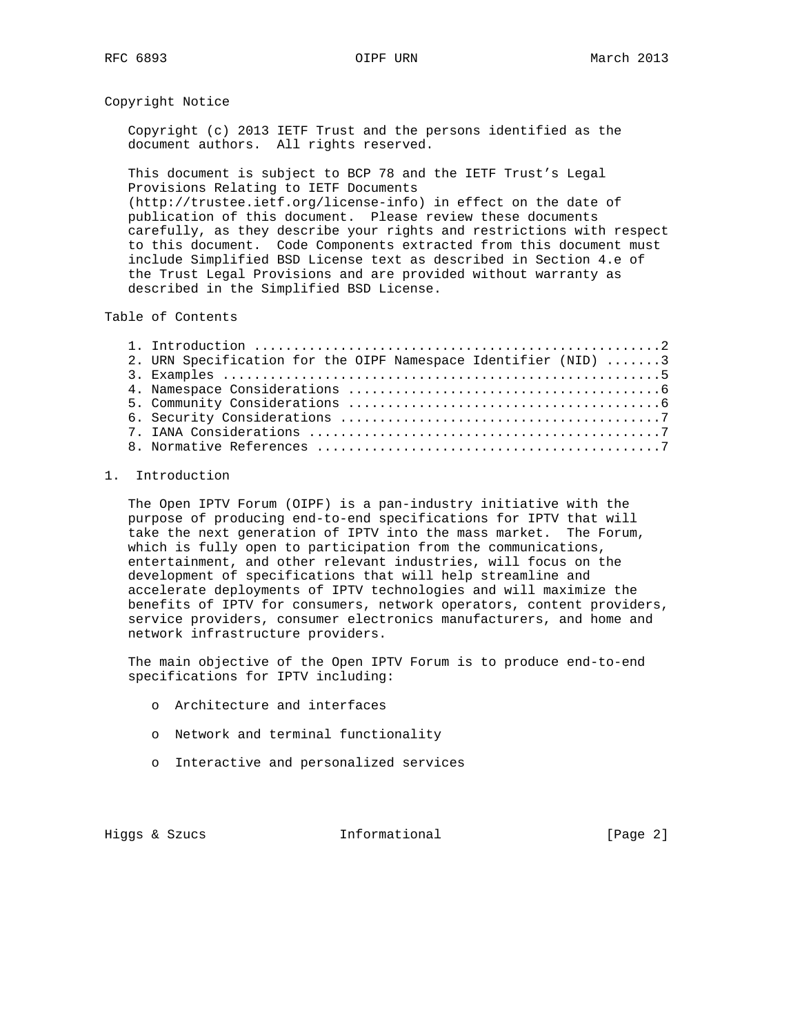## Copyright Notice

Copyright (c) 2013 IETF Trust and the persons identified as the document authors. All rights reserved.

This document is subject to BCP 78 and the IETF Trust's Legal Provisions Relating to IETF Documents (http://trustee.ietf.org/license-info) in effect on the date of publication of this document. Please review these documents carefully, as they describe your rights and restrictions with respect to this document. Code Components extracted from this document must include Simplified BSD License text as described in Section 4.e of the Trust Legal Provisions and are provided without warranty as described in the Simplified BSD License.

## Table of Contents

```
1. Introduction ....................................................2
2. URN Specification for the OIPF Namespace Identifier (NID) .......3
3. Examples ........................................................5
4. Namespace Considerations ........................................6
5. Community Considerations ........................................6
6. Security Considerations .........................................7
7. IANA Considerations .............................................7
8. Normative References ............................................7
```

## 1. Introduction

The Open IPTV Forum (OIPF) is a pan-industry initiative with the purpose of producing end-to-end specifications for IPTV that will take the next generation of IPTV into the mass market. The Forum, which is fully open to participation from the communications, entertainment, and other relevant industries, will focus on the development of specifications that will help streamline and accelerate deployments of IPTV technologies and will maximize the benefits of IPTV for consumers, network operators, content providers, service providers, consumer electronics manufacturers, and home and network infrastructure providers.

The main objective of the Open IPTV Forum is to produce end-to-end specifications for IPTV including:

- Architecture and interfaces
- Network and terminal functionality
- Interactive and personalized services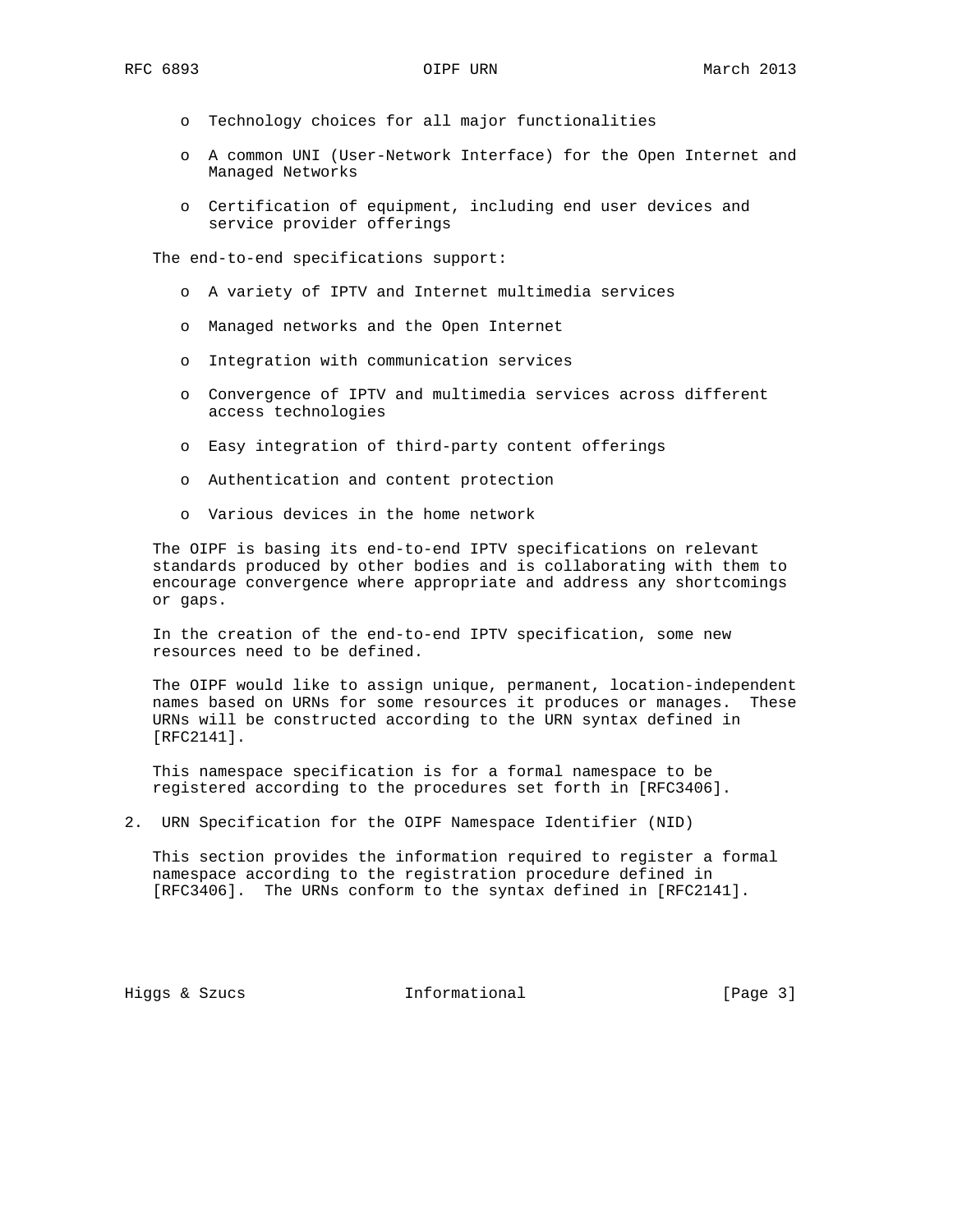- Technology choices for all major functionalities
- A common UNI (User-Network Interface) for the Open Internet and Managed Networks
- Certification of equipment, including end user devices and service provider offerings

The end-to-end specifications support:

- A variety of IPTV and Internet multimedia services
- Managed networks and the Open Internet
- Integration with communication services
- Convergence of IPTV and multimedia services across different access technologies
- Easy integration of third-party content offerings
- Authentication and content protection
- Various devices in the home network

The OIPF is basing its end-to-end IPTV specifications on relevant standards produced by other bodies and is collaborating with them to encourage convergence where appropriate and address any shortcomings or gaps.

In the creation of the end-to-end IPTV specification, some new resources need to be defined.

The OIPF would like to assign unique, permanent, location-independent names based on URNs for some resources it produces or manages. These URNs will be constructed according to the URN syntax defined in [RFC2141].

This namespace specification is for a formal namespace to be registered according to the procedures set forth in [RFC3406].

## 2. URN Specification for the OIPF Namespace Identifier (NID)

This section provides the information required to register a formal namespace according to the registration procedure defined in [RFC3406]. The URNs conform to the syntax defined in [RFC2141].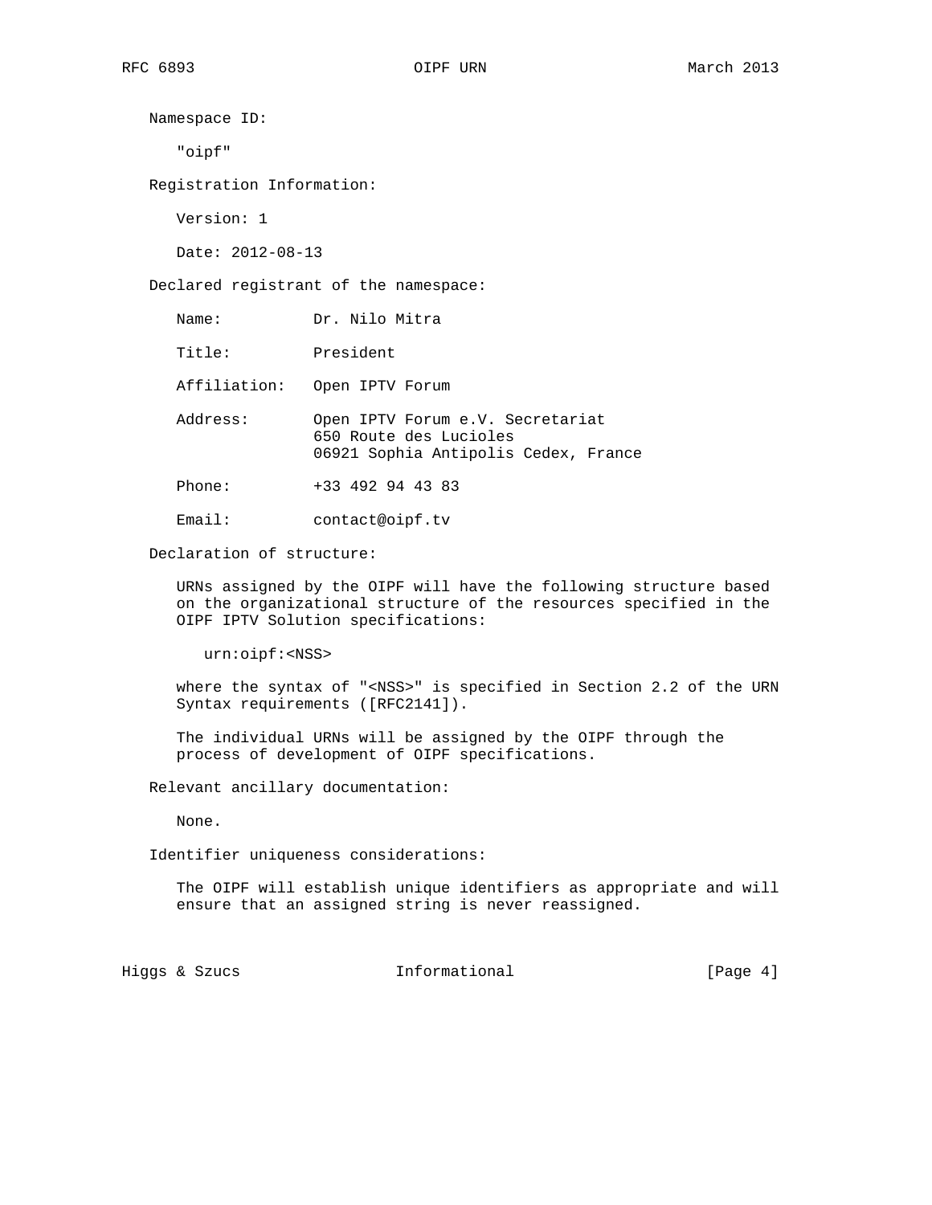Namespace ID:

"oipf"

Registration Information:

Version: 1

Date: 2012-08-13

Declared registrant of the namespace:

Name: Dr. Nilo Mitra

Title: President

Affiliation: Open IPTV Forum

Address: Open IPTV Forum e.V. Secretariat
650 Route des Lucioles
06921 Sophia Antipolis Cedex, France

Phone: +33 492 94 43 83

Email: contact@oipf.tv

Declaration of structure:

URNs assigned by the OIPF will have the following structure based on the organizational structure of the resources specified in the OIPF IPTV Solution specifications:

```
urn:oipf:<NSS>
```

where the syntax of "<NSS>" is specified in Section 2.2 of the URN Syntax requirements ([RFC2141]).

The individual URNs will be assigned by the OIPF through the process of development of OIPF specifications.

Relevant ancillary documentation:

None.

Identifier uniqueness considerations:

The OIPF will establish unique identifiers as appropriate and will ensure that an assigned string is never reassigned.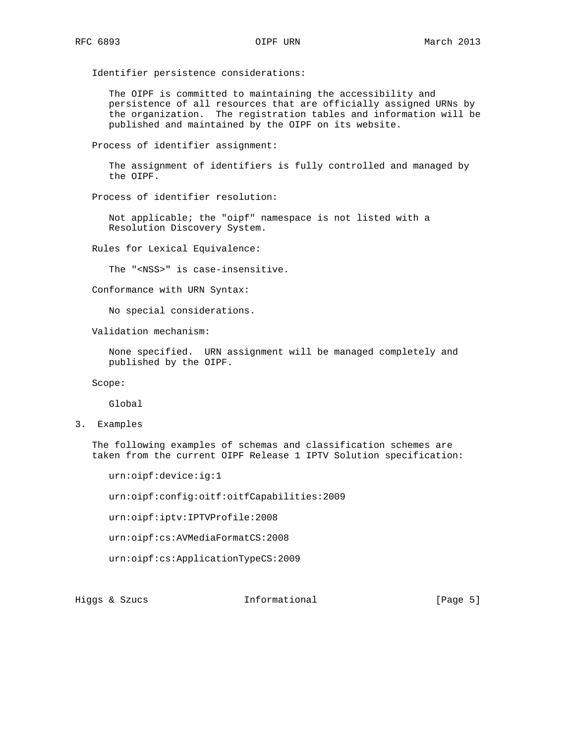Identifier persistence considerations:

The OIPF is committed to maintaining the accessibility and persistence of all resources that are officially assigned URNs by the organization. The registration tables and information will be published and maintained by the OIPF on its website.

Process of identifier assignment:

The assignment of identifiers is fully controlled and managed by the OIPF.

Process of identifier resolution:

Not applicable; the "oipf" namespace is not listed with a Resolution Discovery System.

Rules for Lexical Equivalence:

The "<NSS>" is case-insensitive.

Conformance with URN Syntax:

No special considerations.

Validation mechanism:

None specified. URN assignment will be managed completely and published by the OIPF.

Scope:

Global

## 3. Examples

The following examples of schemas and classification schemes are taken from the current OIPF Release 1 IPTV Solution specification:

```
urn:oipf:device:ig:1

urn:oipf:config:oitf:oitfCapabilities:2009

urn:oipf:iptv:IPTVProfile:2008

urn:oipf:cs:AVMediaFormatCS:2008

urn:oipf:cs:ApplicationTypeCS:2009
```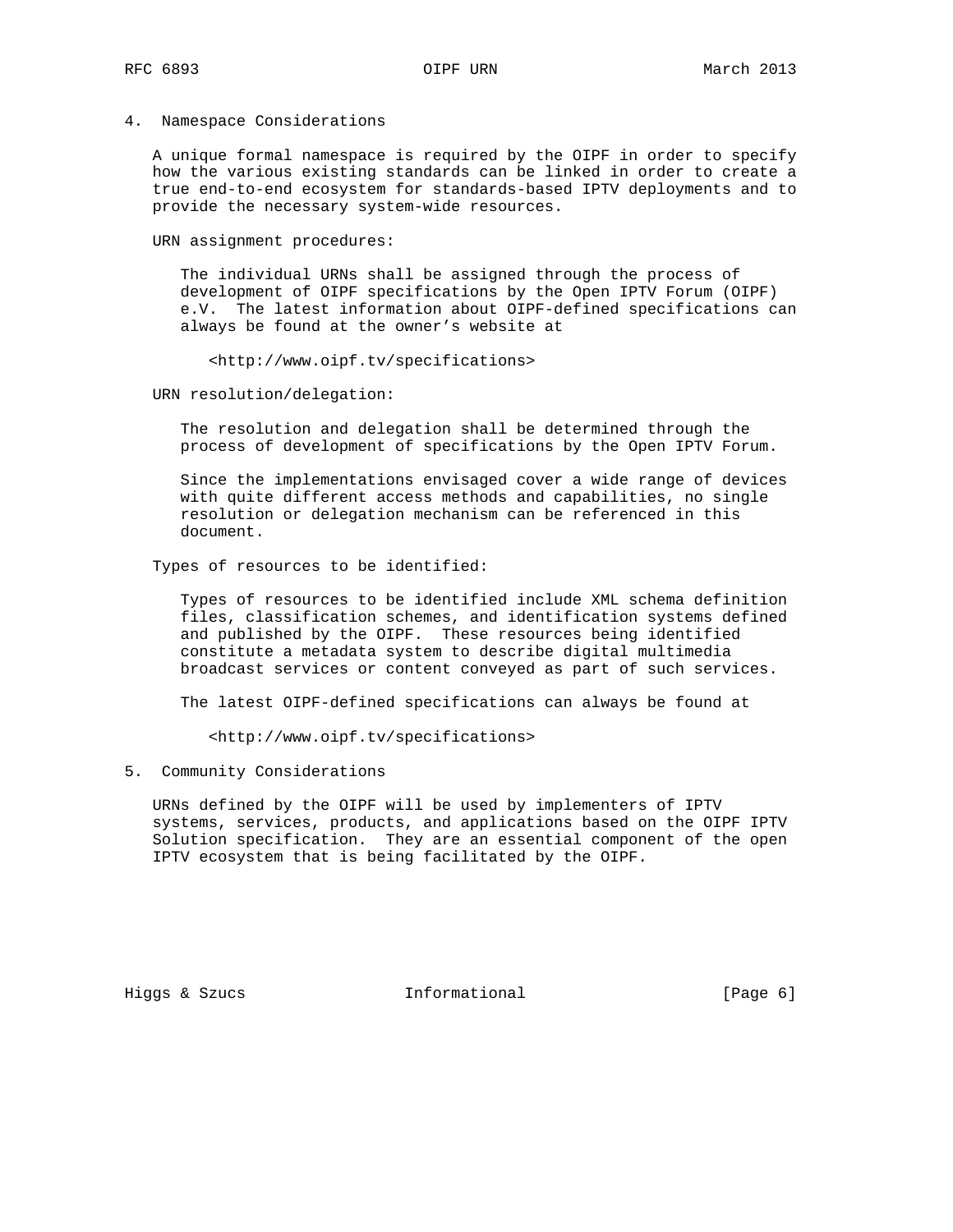## 4. Namespace Considerations

A unique formal namespace is required by the OIPF in order to specify how the various existing standards can be linked in order to create a true end-to-end ecosystem for standards-based IPTV deployments and to provide the necessary system-wide resources.

URN assignment procedures:

The individual URNs shall be assigned through the process of development of OIPF specifications by the Open IPTV Forum (OIPF) e.V. The latest information about OIPF-defined specifications can always be found at the owner's website at

<http://www.oipf.tv/specifications>

URN resolution/delegation:

The resolution and delegation shall be determined through the process of development of specifications by the Open IPTV Forum.

Since the implementations envisaged cover a wide range of devices with quite different access methods and capabilities, no single resolution or delegation mechanism can be referenced in this document.

Types of resources to be identified:

Types of resources to be identified include XML schema definition files, classification schemes, and identification systems defined and published by the OIPF. These resources being identified constitute a metadata system to describe digital multimedia broadcast services or content conveyed as part of such services.

The latest OIPF-defined specifications can always be found at

<http://www.oipf.tv/specifications>

## 5. Community Considerations

URNs defined by the OIPF will be used by implementers of IPTV systems, services, products, and applications based on the OIPF IPTV Solution specification. They are an essential component of the open IPTV ecosystem that is being facilitated by the OIPF.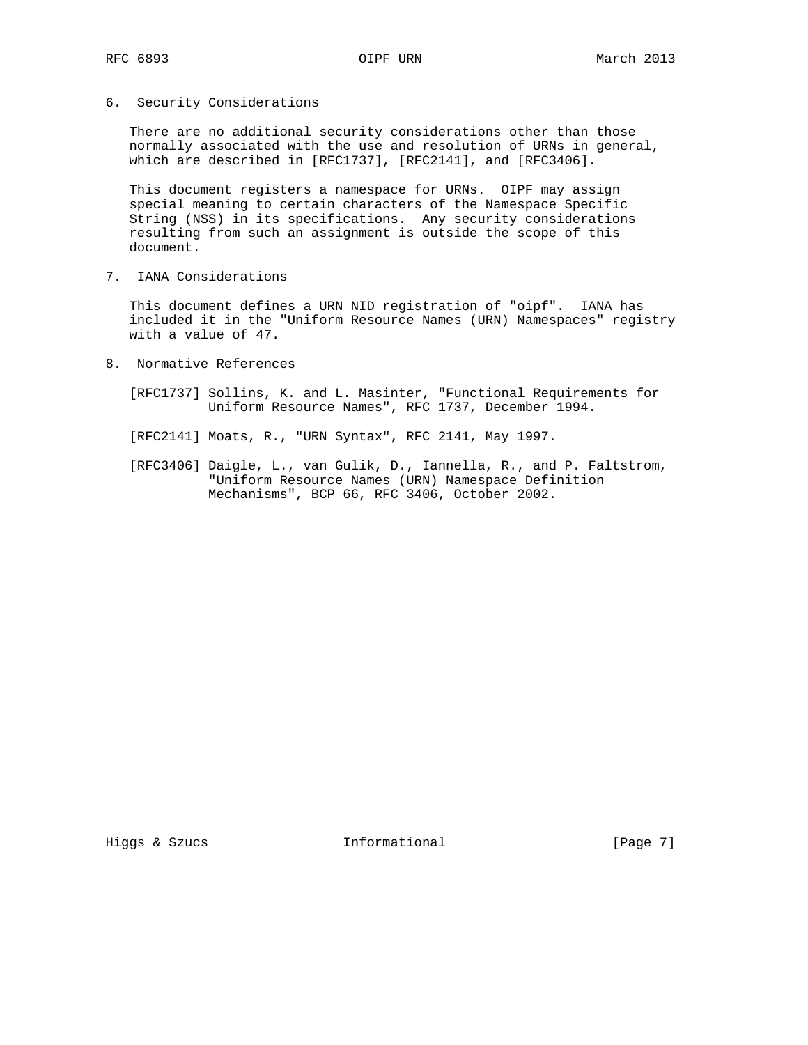## 6. Security Considerations

There are no additional security considerations other than those normally associated with the use and resolution of URNs in general, which are described in [RFC1737], [RFC2141], and [RFC3406].

This document registers a namespace for URNs. OIPF may assign special meaning to certain characters of the Namespace Specific String (NSS) in its specifications. Any security considerations resulting from such an assignment is outside the scope of this document.

## 7. IANA Considerations

This document defines a URN NID registration of "oipf". IANA has included it in the "Uniform Resource Names (URN) Namespaces" registry with a value of 47.

## 8. Normative References

[RFC1737] Sollins, K. and L. Masinter, "Functional Requirements for Uniform Resource Names", RFC 1737, December 1994.

[RFC2141] Moats, R., "URN Syntax", RFC 2141, May 1997.

[RFC3406] Daigle, L., van Gulik, D., Iannella, R., and P. Faltstrom, "Uniform Resource Names (URN) Namespace Definition Mechanisms", BCP 66, RFC 3406, October 2002.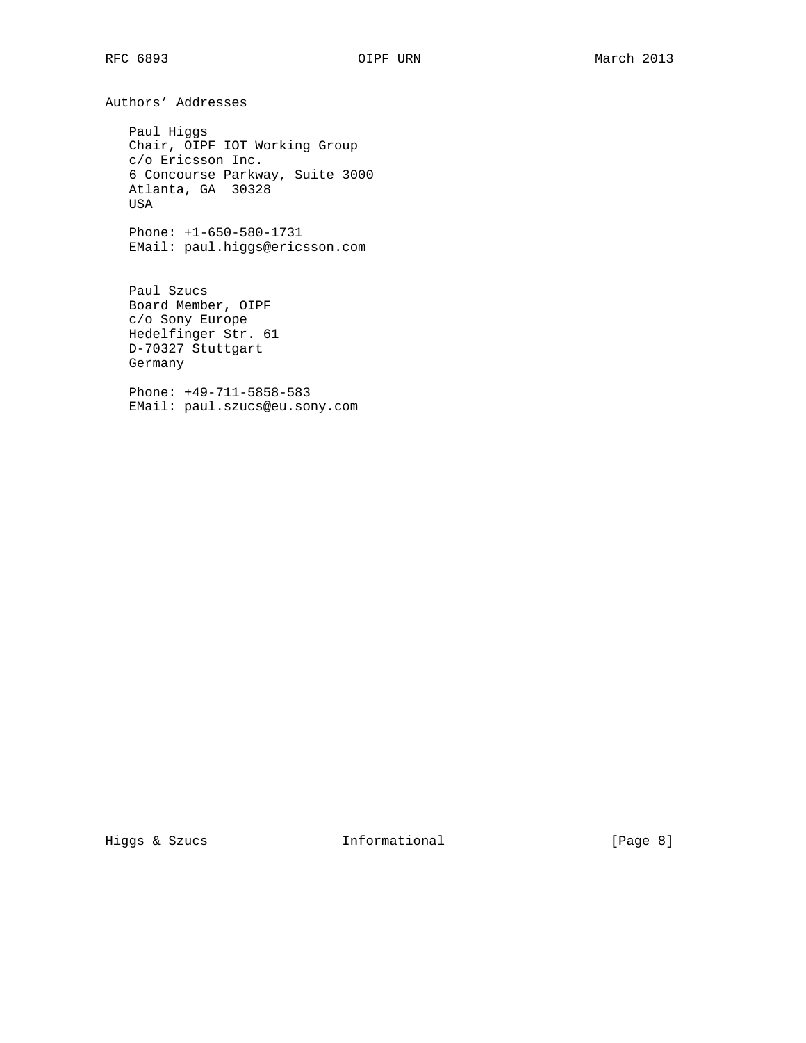## Authors' Addresses

Paul Higgs
Chair, OIPF IOT Working Group
c/o Ericsson Inc.
6 Concourse Parkway, Suite 3000
Atlanta, GA 30328
USA

Phone: +1-650-580-1731
EMail: paul.higgs@ericsson.com

Paul Szucs
Board Member, OIPF
c/o Sony Europe
Hedelfinger Str. 61
D-70327 Stuttgart
Germany

Phone: +49-711-5858-583
EMail: paul.szucs@eu.sony.com